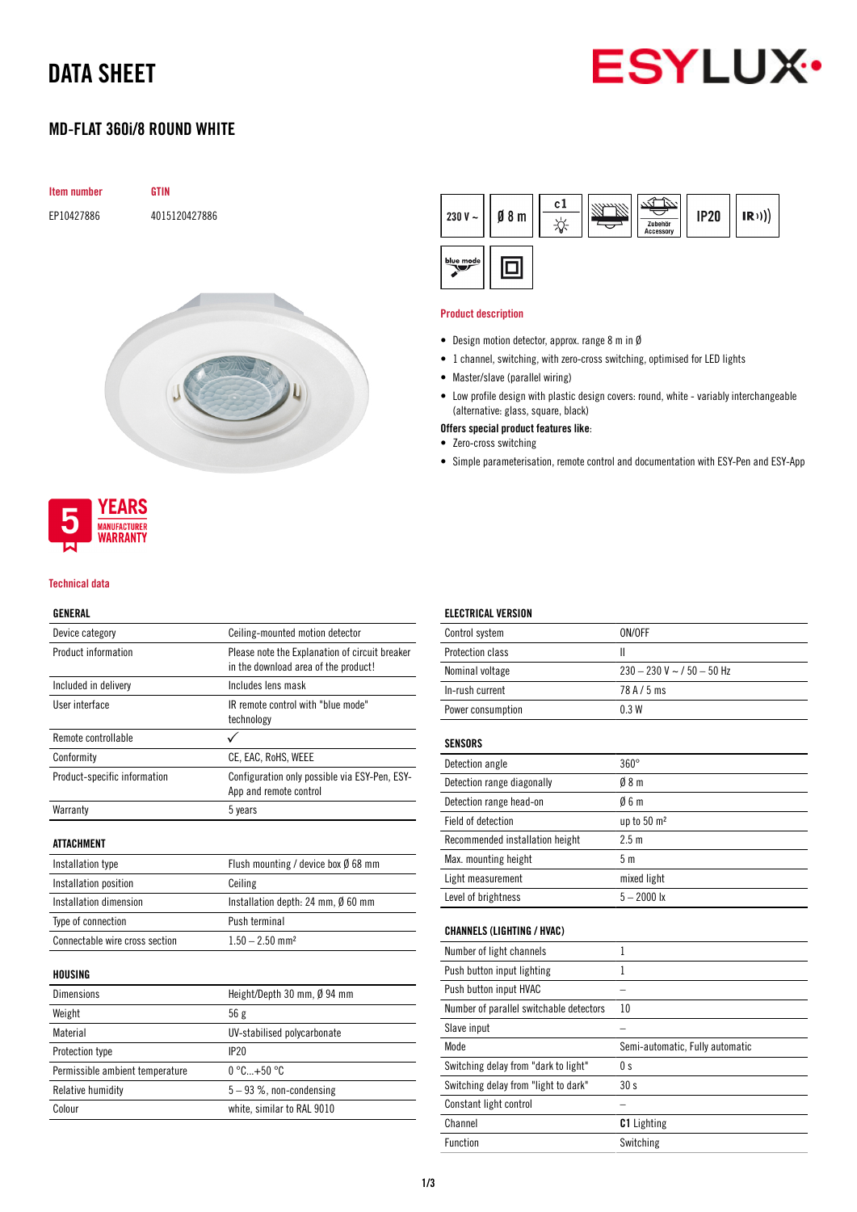# DATA SHEET

## MD-FLAT 360i/8 ROUND WHITE

| Item number | GTIN |
|---|---|
| EP10427886 | 4015120427886 |

230 V ~ | Ø 8 m | c1 | Zubehör Accessory | IP20 | IR | blue mode

### Product description

- Design motion detector, approx. range 8 m in Ø
- 1 channel, switching, with zero-cross switching, optimised for LED lights
- Master/slave (parallel wiring)
- Low profile design with plastic design covers: round, white - variably interchangeable (alternative: glass, square, black)

**Offers special product features like:**

- Zero-cross switching
- Simple parameterisation, remote control and documentation with ESY-Pen and ESY-App

5 YEARS MANUFACTURER WARRANTY

### Technical data

| GENERAL | |
|---|---|
| Device category | Ceiling-mounted motion detector |
| Product information | Please note the Explanation of circuit breaker in the download area of the product! |
| Included in delivery | Includes lens mask |
| User interface | IR remote control with "blue mode" technology |
| Remote controllable | ✓ |
| Conformity | CE, EAC, RoHS, WEEE |
| Product-specific information | Configuration only possible via ESY-Pen, ESY-App and remote control |
| Warranty | 5 years |

| ATTACHMENT | |
|---|---|
| Installation type | Flush mounting / device box Ø 68 mm |
| Installation position | Ceiling |
| Installation dimension | Installation depth: 24 mm, Ø 60 mm |
| Type of connection | Push terminal |
| Connectable wire cross section | 1.50 – 2.50 mm² |

| HOUSING | |
|---|---|
| Dimensions | Height/Depth 30 mm, Ø 94 mm |
| Weight | 56 g |
| Material | UV-stabilised polycarbonate |
| Protection type | IP20 |
| Permissible ambient temperature | 0 °C...+50 °C |
| Relative humidity | 5 – 93 %, non-condensing |
| Colour | white, similar to RAL 9010 |

| ELECTRICAL VERSION | |
|---|---|
| Control system | ON/OFF |
| Protection class | II |
| Nominal voltage | 230 – 230 V ~ / 50 – 50 Hz |
| In-rush current | 78 A / 5 ms |
| Power consumption | 0.3 W |

| SENSORS | |
|---|---|
| Detection angle | 360° |
| Detection range diagonally | Ø 8 m |
| Detection range head-on | Ø 6 m |
| Field of detection | up to 50 m² |
| Recommended installation height | 2.5 m |
| Max. mounting height | 5 m |
| Light measurement | mixed light |
| Level of brightness | 5 – 2000 lx |

| CHANNELS (LIGHTING / HVAC) | |
|---|---|
| Number of light channels | 1 |
| Push button input lighting | 1 |
| Push button input HVAC | – |
| Number of parallel switchable detectors | 10 |
| Slave input | – |
| Mode | Semi-automatic, Fully automatic |
| Switching delay from "dark to light" | 0 s |
| Switching delay from "light to dark" | 30 s |
| Constant light control | – |
| Channel | **C1** Lighting |
| Function | Switching |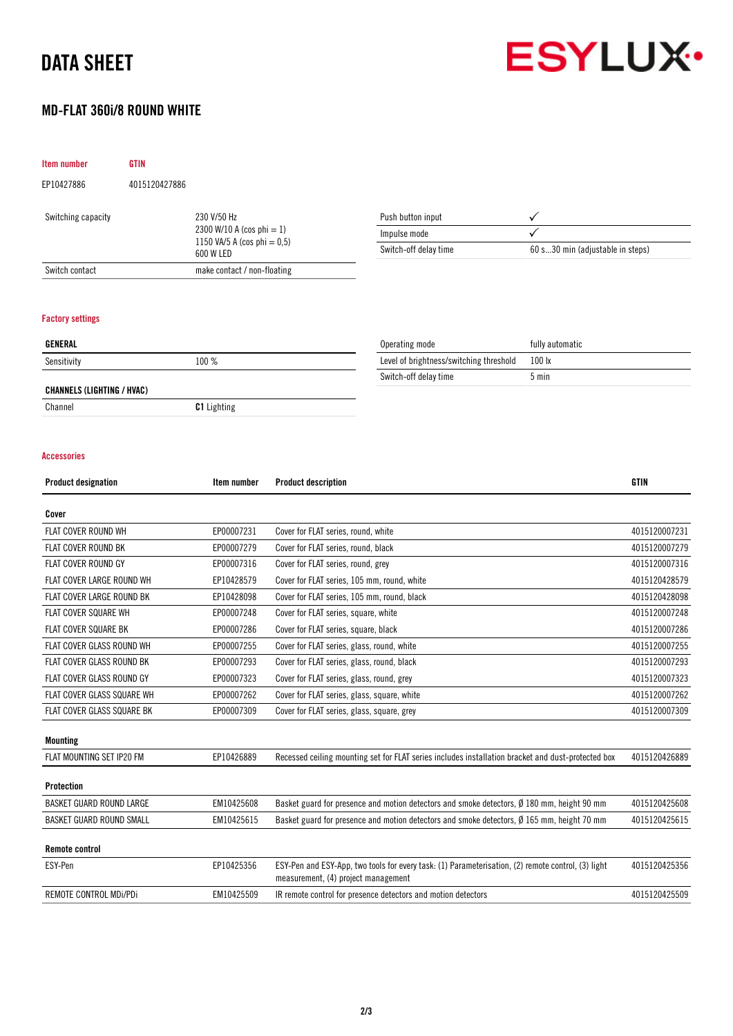# DATA SHEET

ESYLUX

## MD-FLAT 360i/8 ROUND WHITE

| Item number | GTIN |
|---|---|
| EP10427886 | 4015120427886 |

| | |
|---|---|
| Switching capacity | 230 V/50 Hz<br>2300 W/10 A (cos phi = 1)<br>1150 VA/5 A (cos phi = 0,5)<br>600 W LED |
| Switch contact | make contact / non-floating |

| | |
|---|---|
| Push button input | ✓ |
| Impulse mode | ✓ |
| Switch-off delay time | 60 s...30 min (adjustable in steps) |

### Factory settings

| **GENERAL** | |
|---|---|
| Sensitivity | 100 % |

| **CHANNELS (LIGHTING / HVAC)** | |
|---|---|
| Channel | **C1** Lighting |

| | |
|---|---|
| Operating mode | fully automatic |
| Level of brightness/switching threshold | 100 lx |
| Switch-off delay time | 5 min |

### Accessories

| Product designation | Item number | Product description | GTIN |
|---|---|---|---|
| **Cover** | | | |
| FLAT COVER ROUND WH | EP00007231 | Cover for FLAT series, round, white | 4015120007231 |
| FLAT COVER ROUND BK | EP00007279 | Cover for FLAT series, round, black | 4015120007279 |
| FLAT COVER ROUND GY | EP00007316 | Cover for FLAT series, round, grey | 4015120007316 |
| FLAT COVER LARGE ROUND WH | EP10428579 | Cover for FLAT series, 105 mm, round, white | 4015120428579 |
| FLAT COVER LARGE ROUND BK | EP10428098 | Cover for FLAT series, 105 mm, round, black | 4015120428098 |
| FLAT COVER SQUARE WH | EP00007248 | Cover for FLAT series, square, white | 4015120007248 |
| FLAT COVER SQUARE BK | EP00007286 | Cover for FLAT series, square, black | 4015120007286 |
| FLAT COVER GLASS ROUND WH | EP00007255 | Cover for FLAT series, glass, round, white | 4015120007255 |
| FLAT COVER GLASS ROUND BK | EP00007293 | Cover for FLAT series, glass, round, black | 4015120007293 |
| FLAT COVER GLASS ROUND GY | EP00007323 | Cover for FLAT series, glass, round, grey | 4015120007323 |
| FLAT COVER GLASS SQUARE WH | EP00007262 | Cover for FLAT series, glass, square, white | 4015120007262 |
| FLAT COVER GLASS SQUARE BK | EP00007309 | Cover for FLAT series, glass, square, grey | 4015120007309 |
| **Mounting** | | | |
| FLAT MOUNTING SET IP20 FM | EP10426889 | Recessed ceiling mounting set for FLAT series includes installation bracket and dust-protected box | 4015120426889 |
| **Protection** | | | |
| BASKET GUARD ROUND LARGE | EM10425608 | Basket guard for presence and motion detectors and smoke detectors, Ø 180 mm, height 90 mm | 4015120425608 |
| BASKET GUARD ROUND SMALL | EM10425615 | Basket guard for presence and motion detectors and smoke detectors, Ø 165 mm, height 70 mm | 4015120425615 |
| **Remote control** | | | |
| ESY-Pen | EP10425356 | ESY-Pen and ESY-App, two tools for every task: (1) Parameterisation, (2) remote control, (3) light measurement, (4) project management | 4015120425356 |
| REMOTE CONTROL MDi/PDi | EM10425509 | IR remote control for presence detectors and motion detectors | 4015120425509 |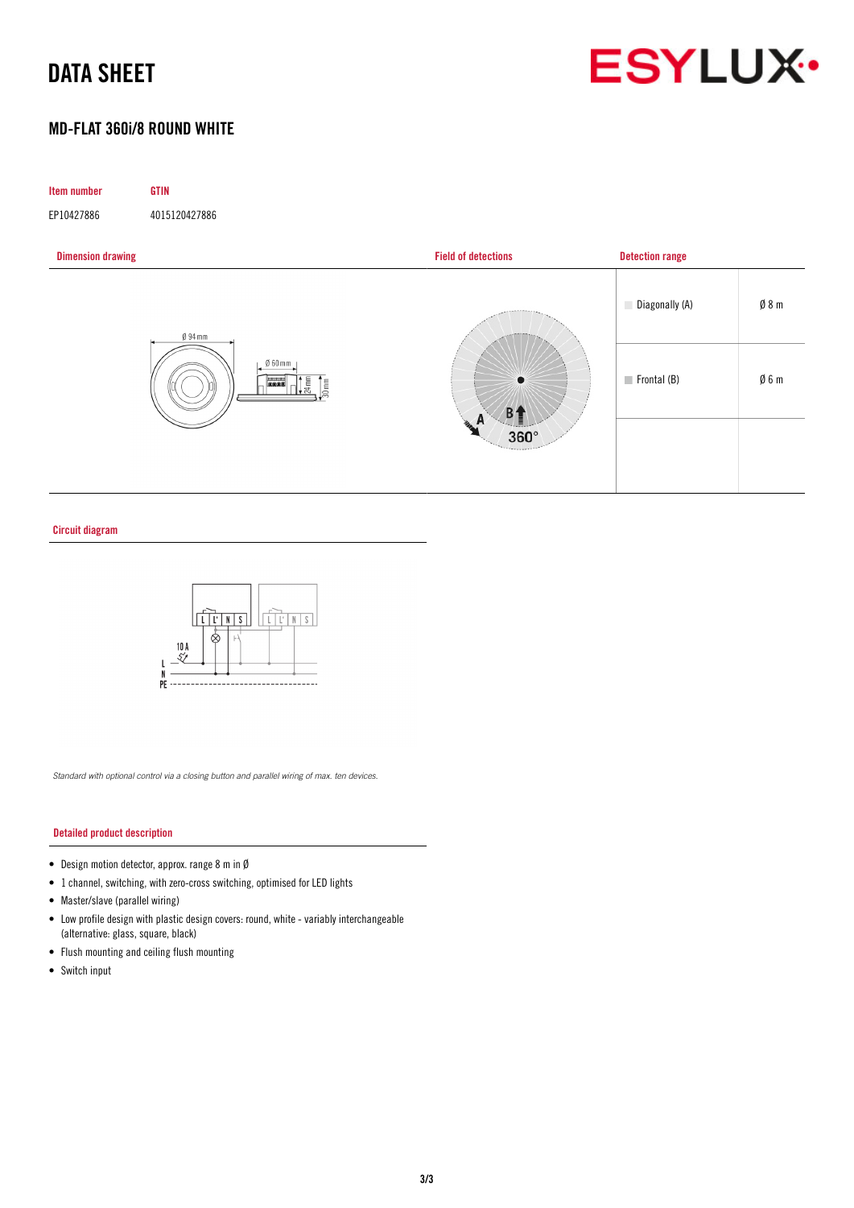# DATA SHEET

## MD-FLAT 360i/8 ROUND WHITE

| Item number | GTIN |
|---|---|
| EP10427886 | 4015120427886 |

### Dimension drawing

Ø 94 mm

Ø 60 mm

24 mm

30 mm

### Field of detections

A

B

360°

### Detection range

| | |
|---|---|
| Diagonally (A) | Ø 8 m |
| Frontal (B) | Ø 6 m |

### Circuit diagram

L L' N S

L L' N S

10 A

L

N

PE

*Standard with optional control via a closing button and parallel wiring of max. ten devices.*

### Detailed product description

- Design motion detector, approx. range 8 m in Ø
- 1 channel, switching, with zero-cross switching, optimised for LED lights
- Master/slave (parallel wiring)
- Low profile design with plastic design covers: round, white - variably interchangeable (alternative: glass, square, black)
- Flush mounting and ceiling flush mounting
- Switch input